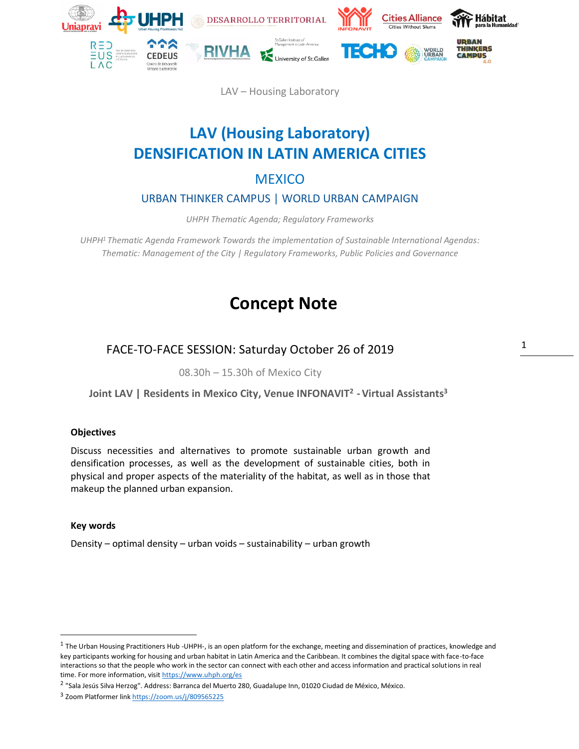LAV – Housing Laboratory

# LAV (Housing Laboratory)
# DENSIFICATION IN LATIN AMERICA CITIES

## MEXICO

### URBAN THINKER CAMPUS | WORLD URBAN CAMPAIGN

*UHPH Thematic Agenda; Regulatory Frameworks*

*UHPH[1] Thematic Agenda Framework Towards the implementation of Sustainable International Agendas: Thematic: Management of the City | Regulatory Frameworks, Public Policies and Governance*

# Concept Note

## FACE-TO-FACE SESSION: Saturday October 26 of 2019

08.30h – 15.30h of Mexico City

**Joint LAV | Residents in Mexico City, Venue INFONAVIT[2] - Virtual Assistants[3]**

**Objectives**

Discuss necessities and alternatives to promote sustainable urban growth and densification processes, as well as the development of sustainable cities, both in physical and proper aspects of the materiality of the habitat, as well as in those that makeup the planned urban expansion.

**Key words**

Density – optimal density – urban voids – sustainability – urban growth

---

[1] The Urban Housing Practitioners Hub -UHPH-, is an open platform for the exchange, meeting and dissemination of practices, knowledge and key participants working for housing and urban habitat in Latin America and the Caribbean. It combines the digital space with face-to-face interactions so that the people who work in the sector can connect with each other and access information and practical solutions in real time. For more information, visit https://www.uhph.org/es

[2] "Sala Jesús Silva Herzog". Address: Barranca del Muerto 280, Guadalupe Inn, 01020 Ciudad de México, México.

[3] Zoom Platformer link https://zoom.us/j/809565225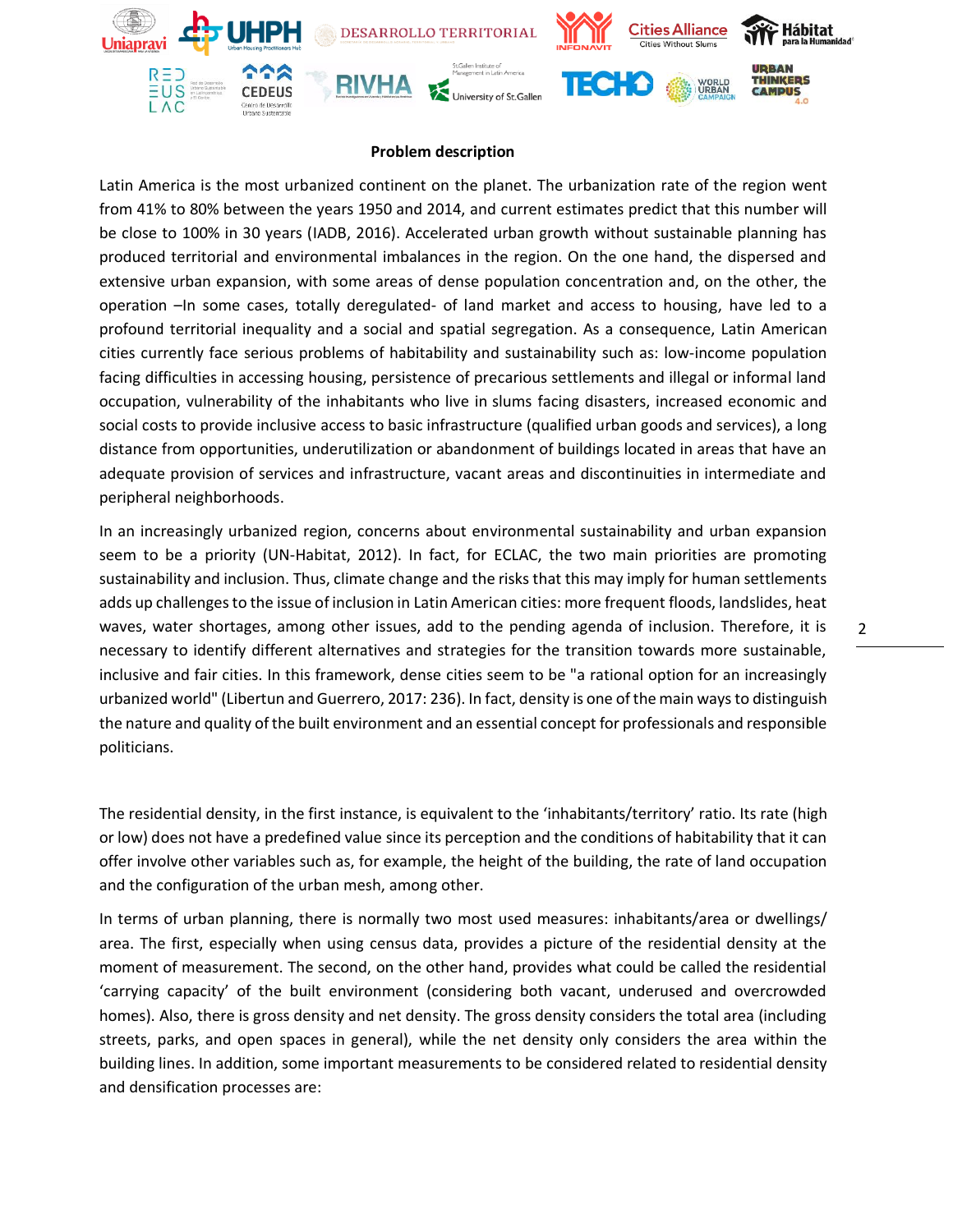**Problem description**

Latin America is the most urbanized continent on the planet. The urbanization rate of the region went from 41% to 80% between the years 1950 and 2014, and current estimates predict that this number will be close to 100% in 30 years (IADB, 2016). Accelerated urban growth without sustainable planning has produced territorial and environmental imbalances in the region. On the one hand, the dispersed and extensive urban expansion, with some areas of dense population concentration and, on the other, the operation –In some cases, totally deregulated- of land market and access to housing, have led to a profound territorial inequality and a social and spatial segregation. As a consequence, Latin American cities currently face serious problems of habitability and sustainability such as: low-income population facing difficulties in accessing housing, persistence of precarious settlements and illegal or informal land occupation, vulnerability of the inhabitants who live in slums facing disasters, increased economic and social costs to provide inclusive access to basic infrastructure (qualified urban goods and services), a long distance from opportunities, underutilization or abandonment of buildings located in areas that have an adequate provision of services and infrastructure, vacant areas and discontinuities in intermediate and peripheral neighborhoods.

In an increasingly urbanized region, concerns about environmental sustainability and urban expansion seem to be a priority (UN-Habitat, 2012). In fact, for ECLAC, the two main priorities are promoting sustainability and inclusion. Thus, climate change and the risks that this may imply for human settlements adds up challenges to the issue of inclusion in Latin American cities: more frequent floods, landslides, heat waves, water shortages, among other issues, add to the pending agenda of inclusion. Therefore, it is necessary to identify different alternatives and strategies for the transition towards more sustainable, inclusive and fair cities. In this framework, dense cities seem to be "a rational option for an increasingly urbanized world" (Libertun and Guerrero, 2017: 236). In fact, density is one of the main ways to distinguish the nature and quality of the built environment and an essential concept for professionals and responsible politicians.

The residential density, in the first instance, is equivalent to the 'inhabitants/territory' ratio. Its rate (high or low) does not have a predefined value since its perception and the conditions of habitability that it can offer involve other variables such as, for example, the height of the building, the rate of land occupation and the configuration of the urban mesh, among other.

In terms of urban planning, there is normally two most used measures: inhabitants/area or dwellings/ area. The first, especially when using census data, provides a picture of the residential density at the moment of measurement. The second, on the other hand, provides what could be called the residential 'carrying capacity' of the built environment (considering both vacant, underused and overcrowded homes). Also, there is gross density and net density. The gross density considers the total area (including streets, parks, and open spaces in general), while the net density only considers the area within the building lines. In addition, some important measurements to be considered related to residential density and densification processes are: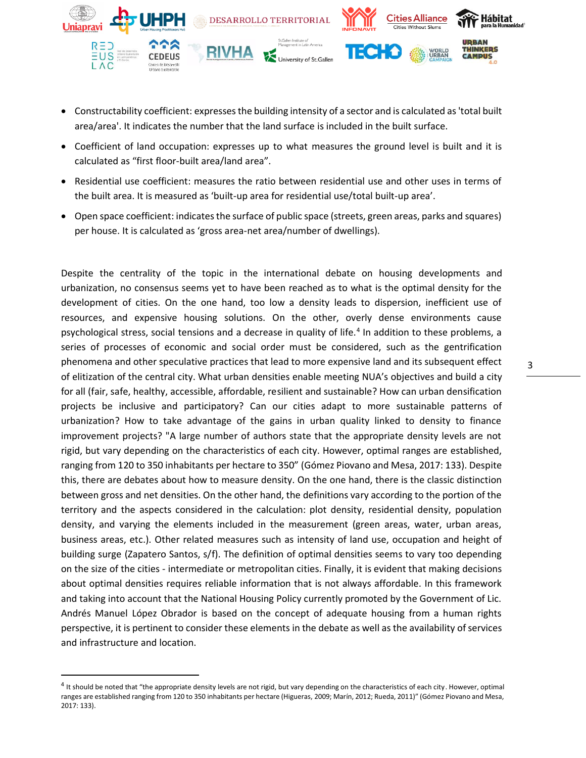- Constructability coefficient: expresses the building intensity of a sector and is calculated as 'total built area/area'. It indicates the number that the land surface is included in the built surface.
- Coefficient of land occupation: expresses up to what measures the ground level is built and it is calculated as “first floor-built area/land area”.
- Residential use coefficient: measures the ratio between residential use and other uses in terms of the built area. It is measured as ‘built-up area for residential use/total built-up area’.
- Open space coefficient: indicates the surface of public space (streets, green areas, parks and squares) per house. It is calculated as ‘gross area-net area/number of dwellings).

Despite the centrality of the topic in the international debate on housing developments and urbanization, no consensus seems yet to have been reached as to what is the optimal density for the development of cities. On the one hand, too low a density leads to dispersion, inefficient use of resources, and expensive housing solutions. On the other, overly dense environments cause psychological stress, social tensions and a decrease in quality of life.[4] In addition to these problems, a series of processes of economic and social order must be considered, such as the gentrification phenomena and other speculative practices that lead to more expensive land and its subsequent effect of elitization of the central city. What urban densities enable meeting NUA’s objectives and build a city for all (fair, safe, healthy, accessible, affordable, resilient and sustainable? How can urban densification projects be inclusive and participatory? Can our cities adapt to more sustainable patterns of urbanization? How to take advantage of the gains in urban quality linked to density to finance improvement projects? "A large number of authors state that the appropriate density levels are not rigid, but vary depending on the characteristics of each city. However, optimal ranges are established, ranging from 120 to 350 inhabitants per hectare to 350” (Gómez Piovano and Mesa, 2017: 133). Despite this, there are debates about how to measure density. On the one hand, there is the classic distinction between gross and net densities. On the other hand, the definitions vary according to the portion of the territory and the aspects considered in the calculation: plot density, residential density, population density, and varying the elements included in the measurement (green areas, water, urban areas, business areas, etc.). Other related measures such as intensity of land use, occupation and height of building surge (Zapatero Santos, s/f). The definition of optimal densities seems to vary too depending on the size of the cities - intermediate or metropolitan cities. Finally, it is evident that making decisions about optimal densities requires reliable information that is not always affordable. In this framework and taking into account that the National Housing Policy currently promoted by the Government of Lic. Andrés Manuel López Obrador is based on the concept of adequate housing from a human rights perspective, it is pertinent to consider these elements in the debate as well as the availability of services and infrastructure and location.

[4] It should be noted that “the appropriate density levels are not rigid, but vary depending on the characteristics of each city. However, optimal ranges are established ranging from 120 to 350 inhabitants per hectare (Higueras, 2009; Marín, 2012; Rueda, 2011)” (Gómez Piovano and Mesa, 2017: 133).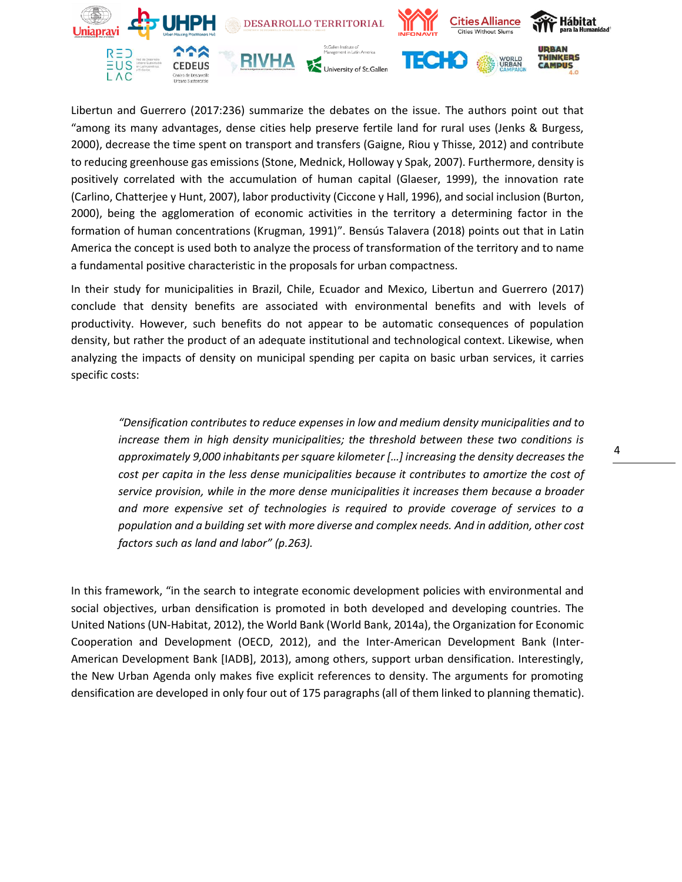Libertun and Guerrero (2017:236) summarize the debates on the issue. The authors point out that "among its many advantages, dense cities help preserve fertile land for rural uses (Jenks & Burgess, 2000), decrease the time spent on transport and transfers (Gaigne, Riou y Thisse, 2012) and contribute to reducing greenhouse gas emissions (Stone, Mednick, Holloway y Spak, 2007). Furthermore, density is positively correlated with the accumulation of human capital (Glaeser, 1999), the innovation rate (Carlino, Chatterjee y Hunt, 2007), labor productivity (Ciccone y Hall, 1996), and social inclusion (Burton, 2000), being the agglomeration of economic activities in the territory a determining factor in the formation of human concentrations (Krugman, 1991)". Bensús Talavera (2018) points out that in Latin America the concept is used both to analyze the process of transformation of the territory and to name a fundamental positive characteristic in the proposals for urban compactness.

In their study for municipalities in Brazil, Chile, Ecuador and Mexico, Libertun and Guerrero (2017) conclude that density benefits are associated with environmental benefits and with levels of productivity. However, such benefits do not appear to be automatic consequences of population density, but rather the product of an adequate institutional and technological context. Likewise, when analyzing the impacts of density on municipal spending per capita on basic urban services, it carries specific costs:

> *"Densification contributes to reduce expenses in low and medium density municipalities and to increase them in high density municipalities; the threshold between these two conditions is approximately 9,000 inhabitants per square kilometer [...] increasing the density decreases the cost per capita in the less dense municipalities because it contributes to amortize the cost of service provision, while in the more dense municipalities it increases them because a broader and more expensive set of technologies is required to provide coverage of services to a population and a building set with more diverse and complex needs. And in addition, other cost factors such as land and labor" (p.263).*

In this framework, "in the search to integrate economic development policies with environmental and social objectives, urban densification is promoted in both developed and developing countries. The United Nations (UN-Habitat, 2012), the World Bank (World Bank, 2014a), the Organization for Economic Cooperation and Development (OECD, 2012), and the Inter-American Development Bank (Inter-American Development Bank [IADB], 2013), among others, support urban densification. Interestingly, the New Urban Agenda only makes five explicit references to density. The arguments for promoting densification are developed in only four out of 175 paragraphs (all of them linked to planning thematic).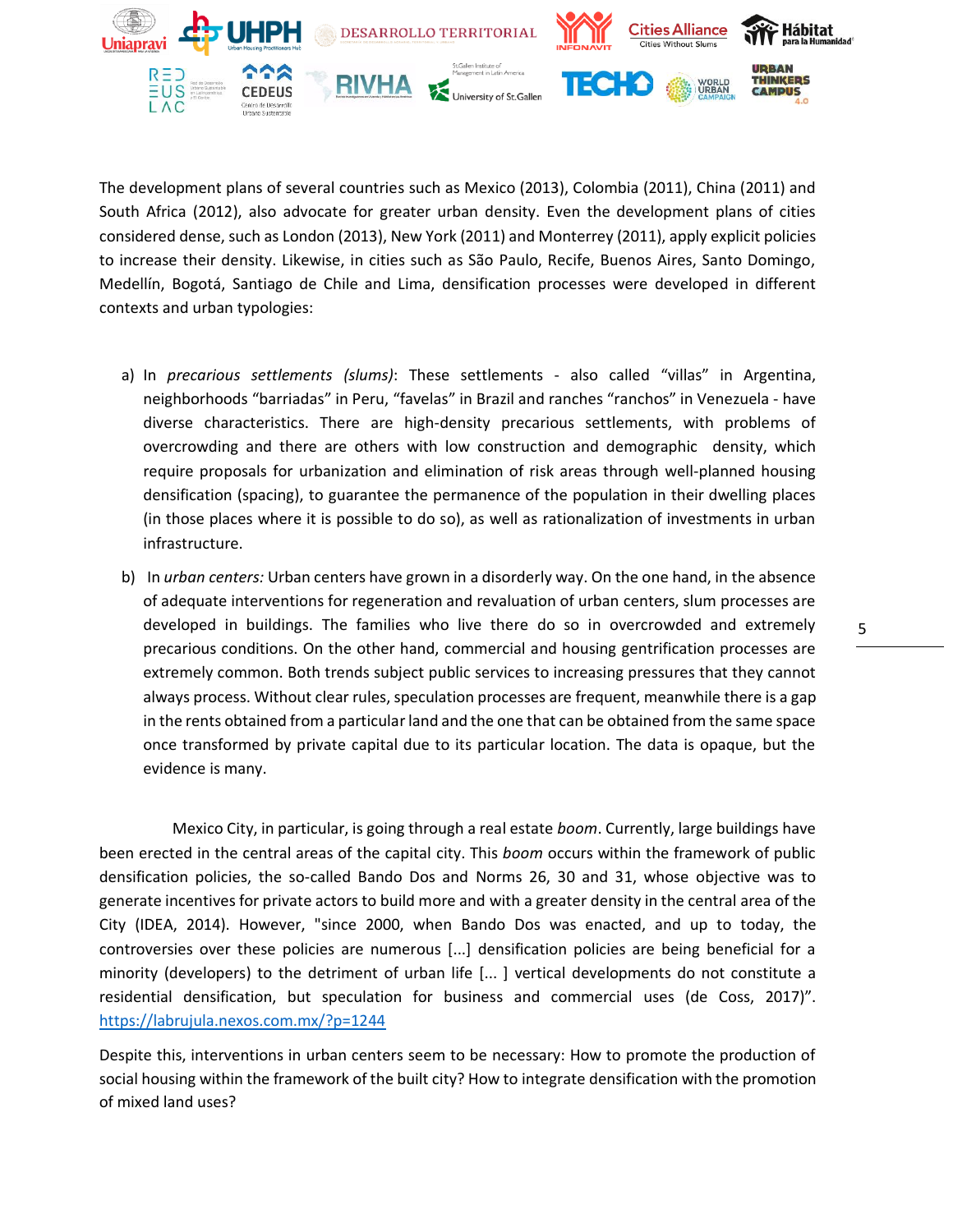The development plans of several countries such as Mexico (2013), Colombia (2011), China (2011) and South Africa (2012), also advocate for greater urban density. Even the development plans of cities considered dense, such as London (2013), New York (2011) and Monterrey (2011), apply explicit policies to increase their density. Likewise, in cities such as São Paulo, Recife, Buenos Aires, Santo Domingo, Medellín, Bogotá, Santiago de Chile and Lima, densification processes were developed in different contexts and urban typologies:

a) In *precarious settlements (slums)*: These settlements - also called "villas" in Argentina, neighborhoods "barriadas" in Peru, "favelas" in Brazil and ranches "ranchos" in Venezuela - have diverse characteristics. There are high-density precarious settlements, with problems of overcrowding and there are others with low construction and demographic density, which require proposals for urbanization and elimination of risk areas through well-planned housing densification (spacing), to guarantee the permanence of the population in their dwelling places (in those places where it is possible to do so), as well as rationalization of investments in urban infrastructure.

b) In *urban centers:* Urban centers have grown in a disorderly way. On the one hand, in the absence of adequate interventions for regeneration and revaluation of urban centers, slum processes are developed in buildings. The families who live there do so in overcrowded and extremely precarious conditions. On the other hand, commercial and housing gentrification processes are extremely common. Both trends subject public services to increasing pressures that they cannot always process. Without clear rules, speculation processes are frequent, meanwhile there is a gap in the rents obtained from a particular land and the one that can be obtained from the same space once transformed by private capital due to its particular location. The data is opaque, but the evidence is many.

Mexico City, in particular, is going through a real estate *boom*. Currently, large buildings have been erected in the central areas of the capital city. This *boom* occurs within the framework of public densification policies, the so-called Bando Dos and Norms 26, 30 and 31, whose objective was to generate incentives for private actors to build more and with a greater density in the central area of the City (IDEA, 2014). However, "since 2000, when Bando Dos was enacted, and up to today, the controversies over these policies are numerous [...] densification policies are being beneficial for a minority (developers) to the detriment of urban life [... ] vertical developments do not constitute a residential densification, but speculation for business and commercial uses (de Coss, 2017)". https://labrujula.nexos.com.mx/?p=1244

Despite this, interventions in urban centers seem to be necessary: How to promote the production of social housing within the framework of the built city? How to integrate densification with the promotion of mixed land uses?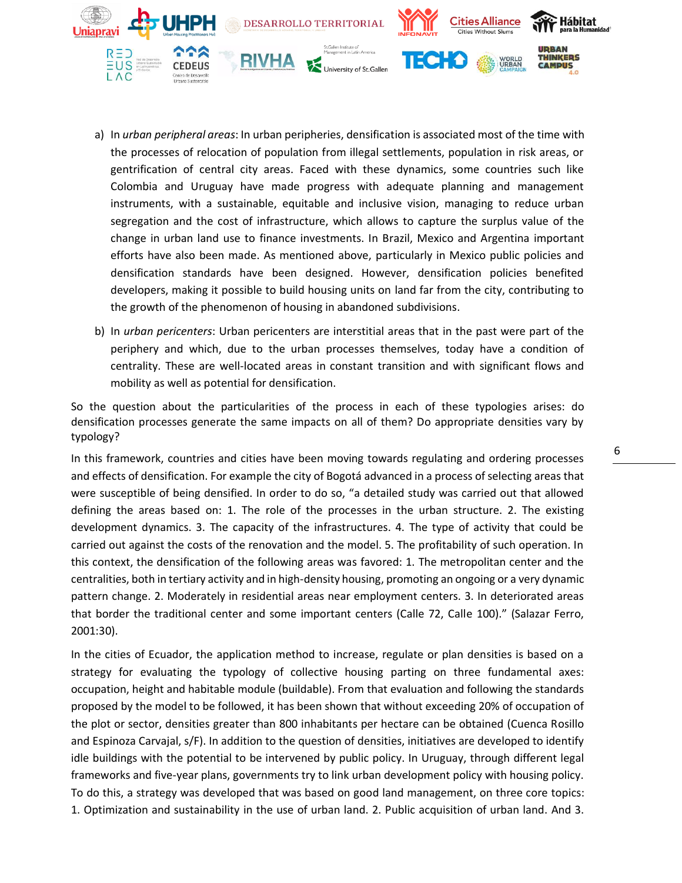a) In *urban peripheral areas*: In urban peripheries, densification is associated most of the time with the processes of relocation of population from illegal settlements, population in risk areas, or gentrification of central city areas. Faced with these dynamics, some countries such like Colombia and Uruguay have made progress with adequate planning and management instruments, with a sustainable, equitable and inclusive vision, managing to reduce urban segregation and the cost of infrastructure, which allows to capture the surplus value of the change in urban land use to finance investments. In Brazil, Mexico and Argentina important efforts have also been made. As mentioned above, particularly in Mexico public policies and densification standards have been designed. However, densification policies benefited developers, making it possible to build housing units on land far from the city, contributing to the growth of the phenomenon of housing in abandoned subdivisions.

b) In *urban pericenters*: Urban pericenters are interstitial areas that in the past were part of the periphery and which, due to the urban processes themselves, today have a condition of centrality. These are well-located areas in constant transition and with significant flows and mobility as well as potential for densification.

So the question about the particularities of the process in each of these typologies arises: do densification processes generate the same impacts on all of them? Do appropriate densities vary by typology?

In this framework, countries and cities have been moving towards regulating and ordering processes and effects of densification. For example the city of Bogotá advanced in a process of selecting areas that were susceptible of being densified. In order to do so, "a detailed study was carried out that allowed defining the areas based on: 1. The role of the processes in the urban structure. 2. The existing development dynamics. 3. The capacity of the infrastructures. 4. The type of activity that could be carried out against the costs of the renovation and the model. 5. The profitability of such operation. In this context, the densification of the following areas was favored: 1. The metropolitan center and the centralities, both in tertiary activity and in high-density housing, promoting an ongoing or a very dynamic pattern change. 2. Moderately in residential areas near employment centers. 3. In deteriorated areas that border the traditional center and some important centers (Calle 72, Calle 100)." (Salazar Ferro, 2001:30).

In the cities of Ecuador, the application method to increase, regulate or plan densities is based on a strategy for evaluating the typology of collective housing parting on three fundamental axes: occupation, height and habitable module (buildable). From that evaluation and following the standards proposed by the model to be followed, it has been shown that without exceeding 20% of occupation of the plot or sector, densities greater than 800 inhabitants per hectare can be obtained (Cuenca Rosillo and Espinoza Carvajal, s/F). In addition to the question of densities, initiatives are developed to identify idle buildings with the potential to be intervened by public policy. In Uruguay, through different legal frameworks and five-year plans, governments try to link urban development policy with housing policy. To do this, a strategy was developed that was based on good land management, on three core topics: 1. Optimization and sustainability in the use of urban land. 2. Public acquisition of urban land. And 3.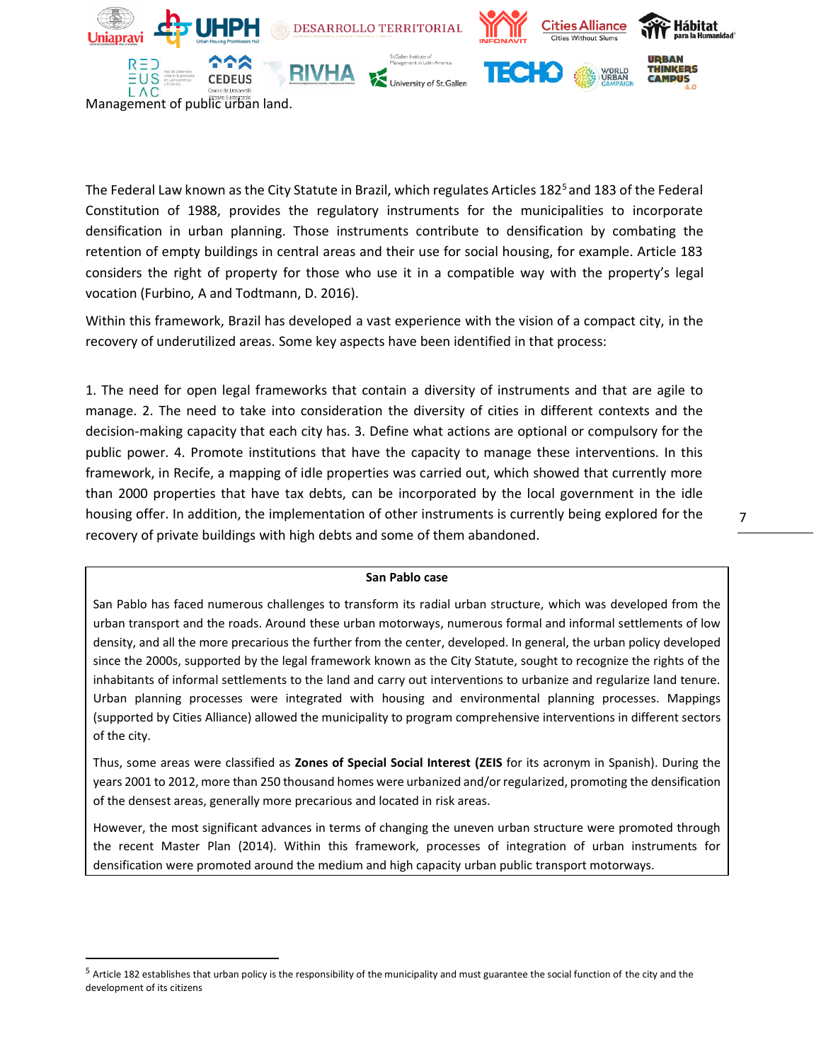Management of public urban land.

The Federal Law known as the City Statute in Brazil, which regulates Articles 182[5] and 183 of the Federal Constitution of 1988, provides the regulatory instruments for the municipalities to incorporate densification in urban planning. Those instruments contribute to densification by combating the retention of empty buildings in central areas and their use for social housing, for example. Article 183 considers the right of property for those who use it in a compatible way with the property's legal vocation (Furbino, A and Todtmann, D. 2016).

Within this framework, Brazil has developed a vast experience with the vision of a compact city, in the recovery of underutilized areas. Some key aspects have been identified in that process:

1. The need for open legal frameworks that contain a diversity of instruments and that are agile to manage. 2. The need to take into consideration the diversity of cities in different contexts and the decision-making capacity that each city has. 3. Define what actions are optional or compulsory for the public power. 4. Promote institutions that have the capacity to manage these interventions. In this framework, in Recife, a mapping of idle properties was carried out, which showed that currently more than 2000 properties that have tax debts, can be incorporated by the local government in the idle housing offer. In addition, the implementation of other instruments is currently being explored for the recovery of private buildings with high debts and some of them abandoned.

**San Pablo case**

San Pablo has faced numerous challenges to transform its radial urban structure, which was developed from the urban transport and the roads. Around these urban motorways, numerous formal and informal settlements of low density, and all the more precarious the further from the center, developed. In general, the urban policy developed since the 2000s, supported by the legal framework known as the City Statute, sought to recognize the rights of the inhabitants of informal settlements to the land and carry out interventions to urbanize and regularize land tenure. Urban planning processes were integrated with housing and environmental planning processes. Mappings (supported by Cities Alliance) allowed the municipality to program comprehensive interventions in different sectors of the city.

Thus, some areas were classified as **Zones of Special Social Interest (ZEIS** for its acronym in Spanish). During the years 2001 to 2012, more than 250 thousand homes were urbanized and/or regularized, promoting the densification of the densest areas, generally more precarious and located in risk areas.

However, the most significant advances in terms of changing the uneven urban structure were promoted through the recent Master Plan (2014). Within this framework, processes of integration of urban instruments for densification were promoted around the medium and high capacity urban public transport motorways.

[5] Article 182 establishes that urban policy is the responsibility of the municipality and must guarantee the social function of the city and the development of its citizens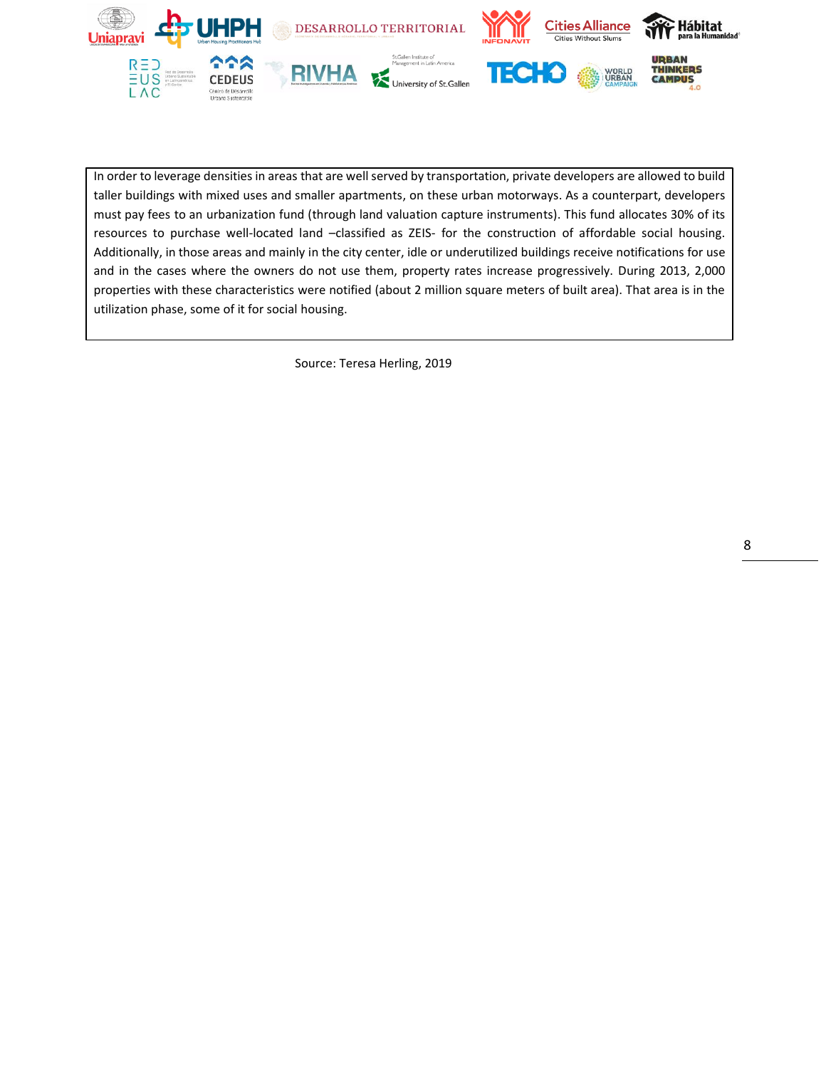In order to leverage densities in areas that are well served by transportation, private developers are allowed to build taller buildings with mixed uses and smaller apartments, on these urban motorways. As a counterpart, developers must pay fees to an urbanization fund (through land valuation capture instruments). This fund allocates 30% of its resources to purchase well-located land –classified as ZEIS- for the construction of affordable social housing. Additionally, in those areas and mainly in the city center, idle or underutilized buildings receive notifications for use and in the cases where the owners do not use them, property rates increase progressively. During 2013, 2,000 properties with these characteristics were notified (about 2 million square meters of built area). That area is in the utilization phase, some of it for social housing.

Source: Teresa Herling, 2019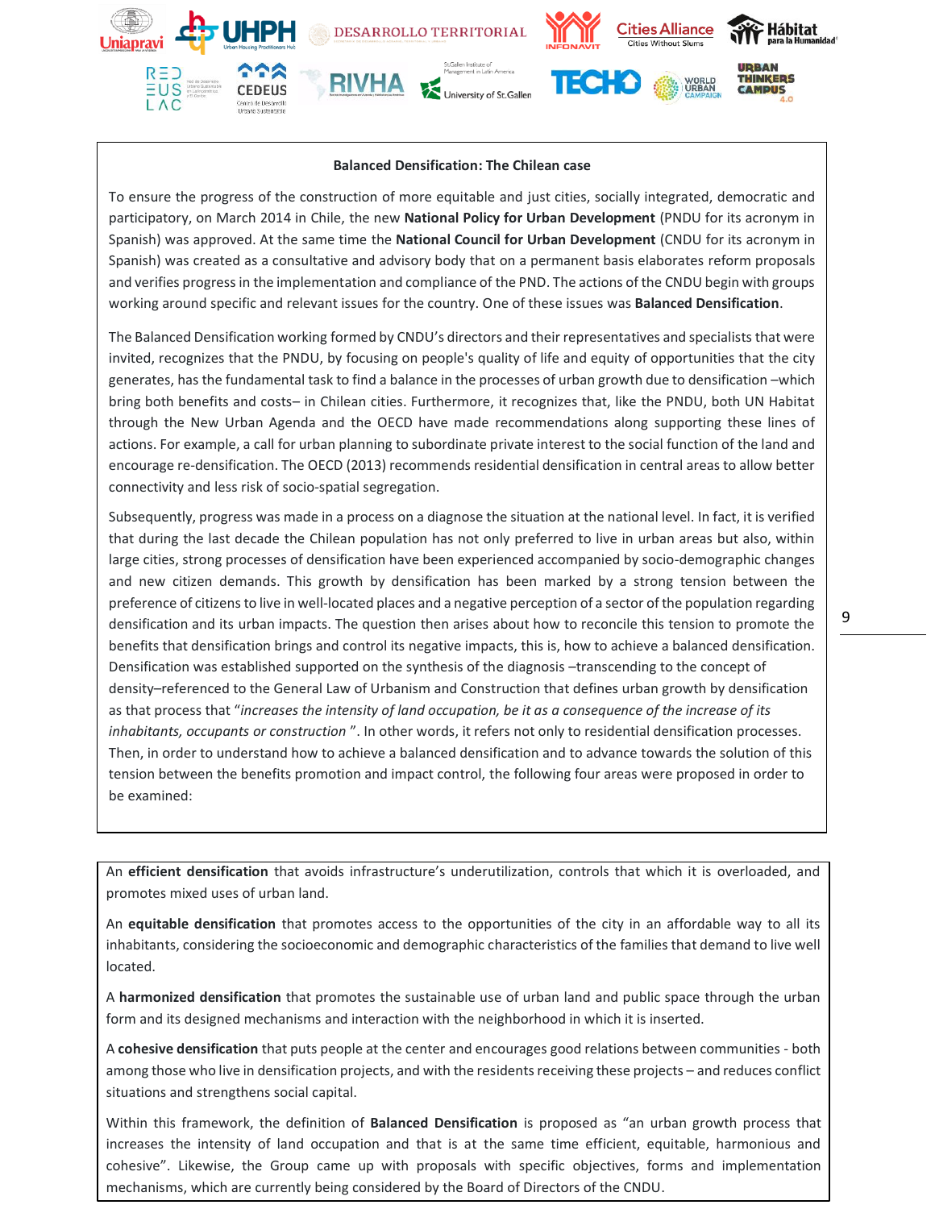**Balanced Densification: The Chilean case**

To ensure the progress of the construction of more equitable and just cities, socially integrated, democratic and participatory, on March 2014 in Chile, the new **National Policy for Urban Development** (PNDU for its acronym in Spanish) was approved. At the same time the **National Council for Urban Development** (CNDU for its acronym in Spanish) was created as a consultative and advisory body that on a permanent basis elaborates reform proposals and verifies progress in the implementation and compliance of the PND. The actions of the CNDU begin with groups working around specific and relevant issues for the country. One of these issues was **Balanced Densification**.

The Balanced Densification working formed by CNDU's directors and their representatives and specialists that were invited, recognizes that the PNDU, by focusing on people's quality of life and equity of opportunities that the city generates, has the fundamental task to find a balance in the processes of urban growth due to densification –which bring both benefits and costs– in Chilean cities. Furthermore, it recognizes that, like the PNDU, both UN Habitat through the New Urban Agenda and the OECD have made recommendations along supporting these lines of actions. For example, a call for urban planning to subordinate private interest to the social function of the land and encourage re-densification. The OECD (2013) recommends residential densification in central areas to allow better connectivity and less risk of socio-spatial segregation.

Subsequently, progress was made in a process on a diagnose the situation at the national level. In fact, it is verified that during the last decade the Chilean population has not only preferred to live in urban areas but also, within large cities, strong processes of densification have been experienced accompanied by socio-demographic changes and new citizen demands. This growth by densification has been marked by a strong tension between the preference of citizens to live in well-located places and a negative perception of a sector of the population regarding densification and its urban impacts. The question then arises about how to reconcile this tension to promote the benefits that densification brings and control its negative impacts, this is, how to achieve a balanced densification. Densification was established supported on the synthesis of the diagnosis –transcending to the concept of density–referenced to the General Law of Urbanism and Construction that defines urban growth by densification as that process that "*increases the intensity of land occupation, be it as a consequence of the increase of its inhabitants, occupants or construction* ". In other words, it refers not only to residential densification processes. Then, in order to understand how to achieve a balanced densification and to advance towards the solution of this tension between the benefits promotion and impact control, the following four areas were proposed in order to be examined:

An **efficient densification** that avoids infrastructure's underutilization, controls that which it is overloaded, and promotes mixed uses of urban land.

An **equitable densification** that promotes access to the opportunities of the city in an affordable way to all its inhabitants, considering the socioeconomic and demographic characteristics of the families that demand to live well located.

A **harmonized densification** that promotes the sustainable use of urban land and public space through the urban form and its designed mechanisms and interaction with the neighborhood in which it is inserted.

A **cohesive densification** that puts people at the center and encourages good relations between communities - both among those who live in densification projects, and with the residents receiving these projects – and reduces conflict situations and strengthens social capital.

Within this framework, the definition of **Balanced Densification** is proposed as "an urban growth process that increases the intensity of land occupation and that is at the same time efficient, equitable, harmonious and cohesive". Likewise, the Group came up with proposals with specific objectives, forms and implementation mechanisms, which are currently being considered by the Board of Directors of the CNDU.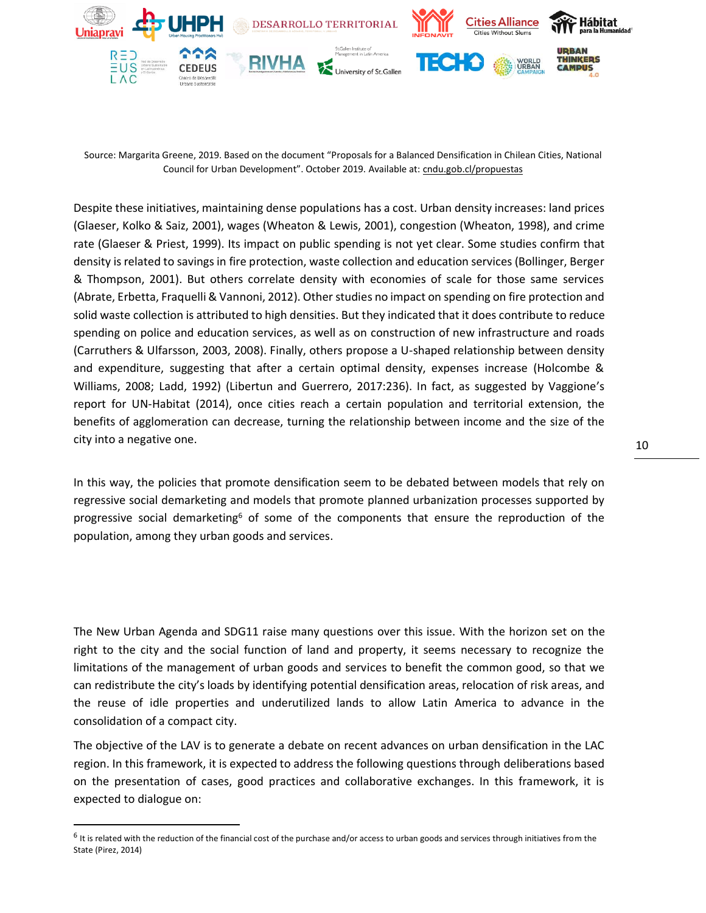Source: Margarita Greene, 2019. Based on the document "Proposals for a Balanced Densification in Chilean Cities, National Council for Urban Development". October 2019. Available at: cndu.gob.cl/propuestas

Despite these initiatives, maintaining dense populations has a cost. Urban density increases: land prices (Glaeser, Kolko & Saiz, 2001), wages (Wheaton & Lewis, 2001), congestion (Wheaton, 1998), and crime rate (Glaeser & Priest, 1999). Its impact on public spending is not yet clear. Some studies confirm that density is related to savings in fire protection, waste collection and education services (Bollinger, Berger & Thompson, 2001). But others correlate density with economies of scale for those same services (Abrate, Erbetta, Fraquelli & Vannoni, 2012). Other studies no impact on spending on fire protection and solid waste collection is attributed to high densities. But they indicated that it does contribute to reduce spending on police and education services, as well as on construction of new infrastructure and roads (Carruthers & Ulfarsson, 2003, 2008). Finally, others propose a U-shaped relationship between density and expenditure, suggesting that after a certain optimal density, expenses increase (Holcombe & Williams, 2008; Ladd, 1992) (Libertun and Guerrero, 2017:236). In fact, as suggested by Vaggione's report for UN-Habitat (2014), once cities reach a certain population and territorial extension, the benefits of agglomeration can decrease, turning the relationship between income and the size of the city into a negative one.

In this way, the policies that promote densification seem to be debated between models that rely on regressive social demarketing and models that promote planned urbanization processes supported by progressive social demarketing[6] of some of the components that ensure the reproduction of the population, among they urban goods and services.

The New Urban Agenda and SDG11 raise many questions over this issue. With the horizon set on the right to the city and the social function of land and property, it seems necessary to recognize the limitations of the management of urban goods and services to benefit the common good, so that we can redistribute the city's loads by identifying potential densification areas, relocation of risk areas, and the reuse of idle properties and underutilized lands to allow Latin America to advance in the consolidation of a compact city.

The objective of the LAV is to generate a debate on recent advances on urban densification in the LAC region. In this framework, it is expected to address the following questions through deliberations based on the presentation of cases, good practices and collaborative exchanges. In this framework, it is expected to dialogue on:

---

[6] It is related with the reduction of the financial cost of the purchase and/or access to urban goods and services through initiatives from the State (Pirez, 2014)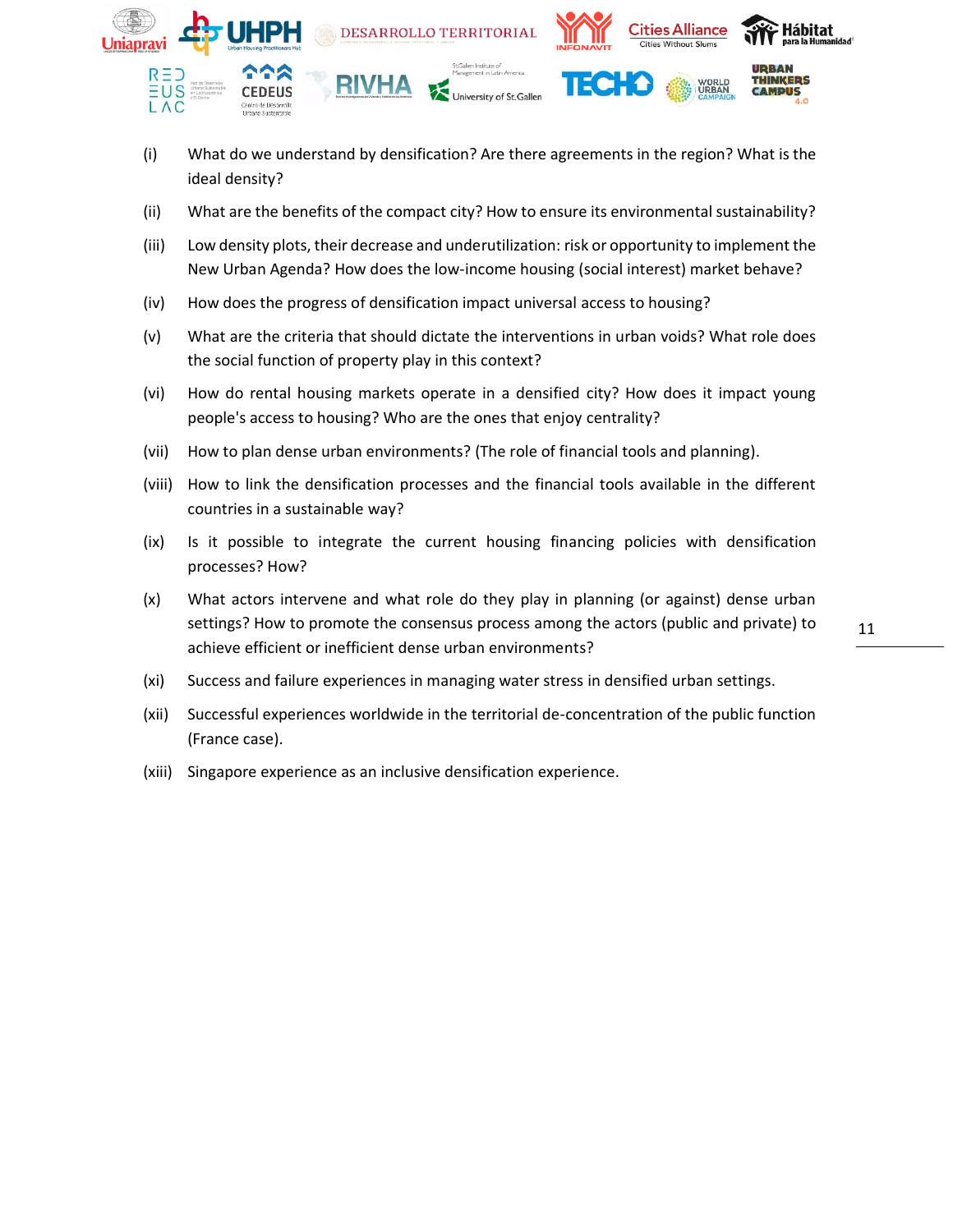(i) What do we understand by densification? Are there agreements in the region? What is the ideal density?

(ii) What are the benefits of the compact city? How to ensure its environmental sustainability?

(iii) Low density plots, their decrease and underutilization: risk or opportunity to implement the New Urban Agenda? How does the low-income housing (social interest) market behave?

(iv) How does the progress of densification impact universal access to housing?

(v) What are the criteria that should dictate the interventions in urban voids? What role does the social function of property play in this context?

(vi) How do rental housing markets operate in a densified city? How does it impact young people's access to housing? Who are the ones that enjoy centrality?

(vii) How to plan dense urban environments? (The role of financial tools and planning).

(viii) How to link the densification processes and the financial tools available in the different countries in a sustainable way?

(ix) Is it possible to integrate the current housing financing policies with densification processes? How?

(x) What actors intervene and what role do they play in planning (or against) dense urban settings? How to promote the consensus process among the actors (public and private) to achieve efficient or inefficient dense urban environments?

(xi) Success and failure experiences in managing water stress in densified urban settings.

(xii) Successful experiences worldwide in the territorial de-concentration of the public function (France case).

(xiii) Singapore experience as an inclusive densification experience.